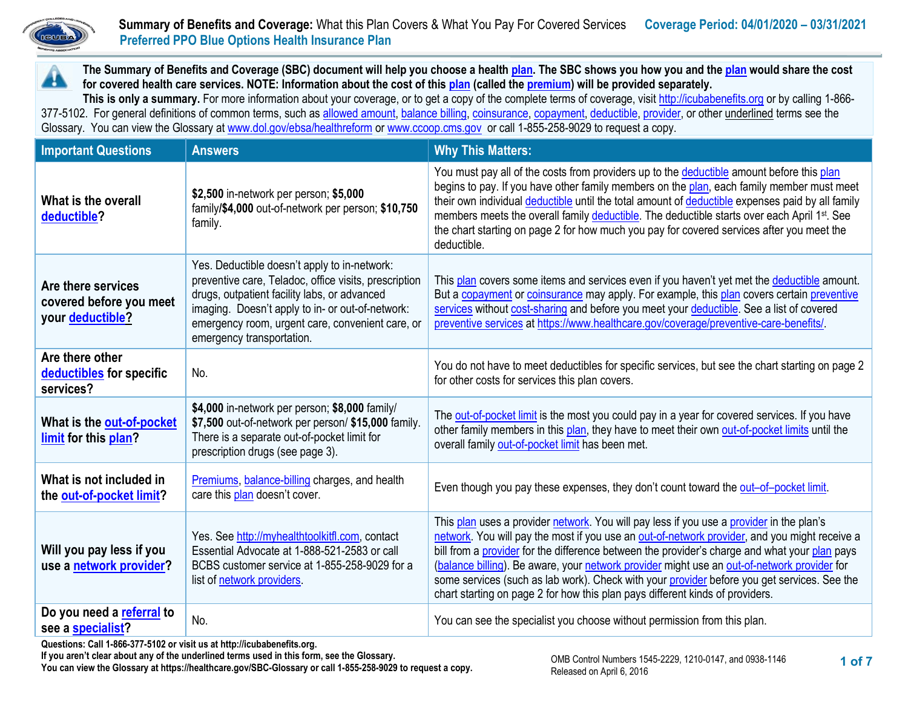# **Summary of Benefits and Coverage:** What this Plan Covers & What You Pay For Covered Services

**Coverage Period: 04/01/2020 – 03/31/2021**

**Preferred PPO Blue Options Health Insurance Plan**

**The Summary of Benefits and Coverage (SBC) document will help you choose a health plan. The SBC shows you how you and the plan would share the cost for covered health care services. NOTE: Information about the cost of this plan (called the premium) will be provided separately.**

**This is only a summary.** For more information about your coverage, or to get a copy of the complete terms of coverage, visit http://icubabenefits.org or by calling 1-866-377-5102. For general definitions of common terms, such as allowed amount, balance billing, coinsurance, copayment, deductible, provider, or other underlined terms see the Glossary. You can view the Glossary at www.dol.gov/ebsa/healthreform or www.ccoop.cms.gov or call 1-855-258-9029 to request a copy.

| Important Questions | Answers | Why This Matters: |
|---|---|---|
| **What is the overall deductible?** | **$2,500** in-network per person; **$5,000** family/**$4,000** out-of-network per person; **$10,750** family. | You must pay all of the costs from providers up to the deductible amount before this plan begins to pay. If you have other family members on the plan, each family member must meet their own individual deductible until the total amount of deductible expenses paid by all family members meets the overall family deductible. The deductible starts over each April 1st. See the chart starting on page 2 for how much you pay for covered services after you meet the deductible. |
| **Are there services covered before you meet your deductible?** | Yes. Deductible doesn't apply to in-network: preventive care, Teladoc, office visits, prescription drugs, outpatient facility labs, or advanced imaging. Doesn't apply to in- or out-of-network: emergency room, urgent care, convenient care, or emergency transportation. | This plan covers some items and services even if you haven't yet met the deductible amount. But a copayment or coinsurance may apply. For example, this plan covers certain preventive services without cost-sharing and before you meet your deductible. See a list of covered preventive services at https://www.healthcare.gov/coverage/preventive-care-benefits/. |
| **Are there other deductibles for specific services?** | No. | You do not have to meet deductibles for specific services, but see the chart starting on page 2 for other costs for services this plan covers. |
| **What is the out-of-pocket limit for this plan?** | **$4,000** in-network per person; **$8,000** family/ **$7,500** out-of-network per person/ **$15,000** family. There is a separate out-of-pocket limit for prescription drugs (see page 3). | The out-of-pocket limit is the most you could pay in a year for covered services. If you have other family members in this plan, they have to meet their own out-of-pocket limits until the overall family out-of-pocket limit has been met. |
| **What is not included in the out-of-pocket limit?** | Premiums, balance-billing charges, and health care this plan doesn't cover. | Even though you pay these expenses, they don't count toward the out–of–pocket limit. |
| **Will you pay less if you use a network provider?** | Yes. See http://myhealthtoolkitfl.com, contact Essential Advocate at 1-888-521-2583 or call BCBS customer service at 1-855-258-9029 for a list of network providers. | This plan uses a provider network. You will pay less if you use a provider in the plan's network. You will pay the most if you use an out-of-network provider, and you might receive a bill from a provider for the difference between the provider's charge and what your plan pays (balance billing). Be aware, your network provider might use an out-of-network provider for some services (such as lab work). Check with your provider before you get services. See the chart starting on page 2 for how this plan pays different kinds of providers. |
| **Do you need a referral to see a specialist?** | No. | You can see the specialist you choose without permission from this plan. |

**Questions: Call 1-866-377-5102 or visit us at http://icubabenefits.org.**
**If you aren't clear about any of the underlined terms used in this form, see the Glossary.**
**You can view the Glossary at https://healthcare.gov/SBC-Glossary or call 1-855-258-9029 to request a copy.**

OMB Control Numbers 1545-2229, 1210-0147, and 0938-1146
Released on April 6, 2016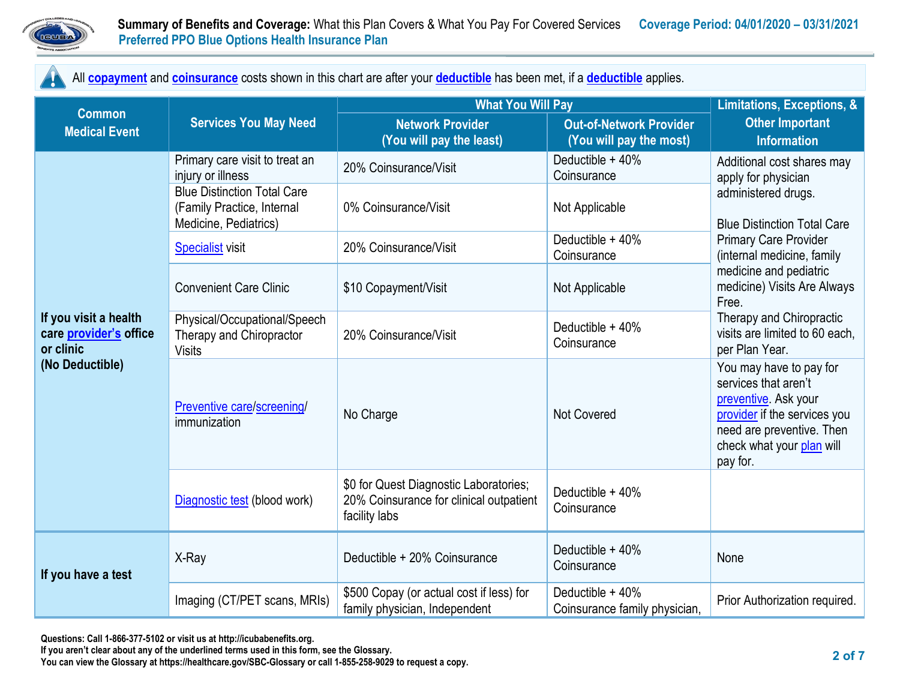All copayment and coinsurance costs shown in this chart are after your deductible has been met, if a deductible applies.

| Common Medical Event | Services You May Need | What You Will Pay | | Limitations, Exceptions, & Other Important Information |
|---|---|---|---|---|
| | | Network Provider (You will pay the least) | Out-of-Network Provider (You will pay the most) | |
| **If you visit a health care provider's office or clinic (No Deductible)** | Primary care visit to treat an injury or illness | 20% Coinsurance/Visit | Deductible + 40% Coinsurance | Additional cost shares may apply for physician administered drugs. Blue Distinction Total Care Primary Care Provider (internal medicine, family medicine and pediatric medicine) Visits Are Always Free. Therapy and Chiropractic visits are limited to 60 each, per Plan Year. |
| | Blue Distinction Total Care (Family Practice, Internal Medicine, Pediatrics) | 0% Coinsurance/Visit | Not Applicable | |
| | Specialist visit | 20% Coinsurance/Visit | Deductible + 40% Coinsurance | |
| | Convenient Care Clinic | $10 Copayment/Visit | Not Applicable | |
| | Physical/Occupational/Speech Therapy and Chiropractor Visits | 20% Coinsurance/Visit | Deductible + 40% Coinsurance | |
| | Preventive care/screening/ immunization | No Charge | Not Covered | You may have to pay for services that aren't preventive. Ask your provider if the services you need are preventive. Then check what your plan will pay for. |
| | Diagnostic test (blood work) | $0 for Quest Diagnostic Laboratories; 20% Coinsurance for clinical outpatient facility labs | Deductible + 40% Coinsurance | |
| **If you have a test** | X-Ray | Deductible + 20% Coinsurance | Deductible + 40% Coinsurance | None |
| | Imaging (CT/PET scans, MRIs) | $500 Copay (or actual cost if less) for family physician, Independent | Deductible + 40% Coinsurance family physician, | Prior Authorization required. |

**Questions: Call 1-866-377-5102 or visit us at http://icubabenefits.org.**
**If you aren't clear about any of the underlined terms used in this form, see the Glossary.**
**You can view the Glossary at https://healthcare.gov/SBC-Glossary or call 1-855-258-9029 to request a copy.**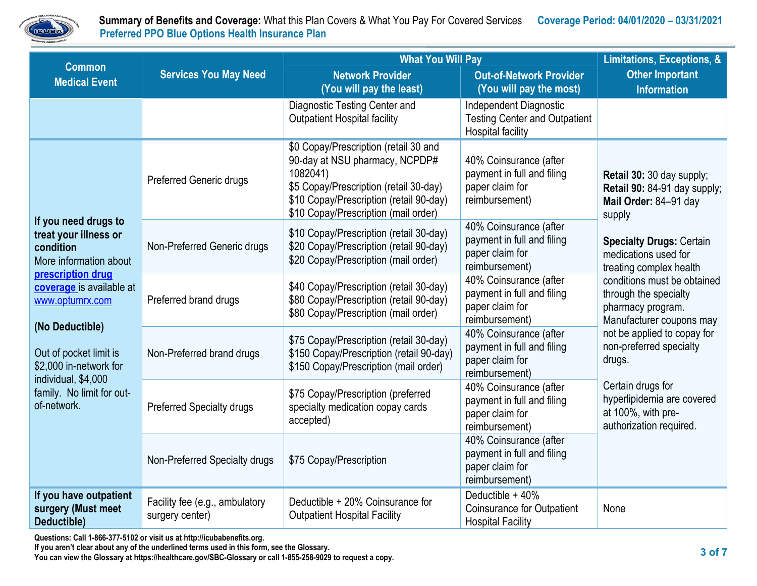| Common Medical Event | Services You May Need | What You Will Pay | | Limitations, Exceptions, & Other Important Information |
|---|---|---|---|---|
| | | Network Provider (You will pay the least) | Out-of-Network Provider (You will pay the most) | |
| | | Diagnostic Testing Center and Outpatient Hospital facility | Independent Diagnostic Testing Center and Outpatient Hospital facility | |
| **If you need drugs to treat your illness or condition** More information about **prescription drug coverage** is available at www.optumrx.com **(No Deductible)** Out of pocket limit is $2,000 in-network for individual, $4,000 family. No limit for out-of-network. | Preferred Generic drugs | $0 Copay/Prescription (retail 30 and 90-day at NSU pharmacy, NCPDP# 1082041) $5 Copay/Prescription (retail 30-day) $10 Copay/Prescription (retail 90-day) $10 Copay/Prescription (mail order) | 40% Coinsurance (after payment in full and filing paper claim for reimbursement) | **Retail 30:** 30 day supply; **Retail 90:** 84-91 day supply; **Mail Order:** 84–91 day supply **Specialty Drugs:** Certain medications used for treating complex health conditions must be obtained through the specialty pharmacy program. Manufacturer coupons may not be applied to copay for non-preferred specialty drugs. Certain drugs for hyperlipidemia are covered at 100%, with pre-authorization required. |
| | Non-Preferred Generic drugs | $10 Copay/Prescription (retail 30-day) $20 Copay/Prescription (retail 90-day) $20 Copay/Prescription (mail order) | 40% Coinsurance (after payment in full and filing paper claim for reimbursement) | |
| | Preferred brand drugs | $40 Copay/Prescription (retail 30-day) $80 Copay/Prescription (retail 90-day) $80 Copay/Prescription (mail order) | 40% Coinsurance (after payment in full and filing paper claim for reimbursement) | |
| | Non-Preferred brand drugs | $75 Copay/Prescription (retail 30-day) $150 Copay/Prescription (retail 90-day) $150 Copay/Prescription (mail order) | 40% Coinsurance (after payment in full and filing paper claim for reimbursement) | |
| | Preferred Specialty drugs | $75 Copay/Prescription (preferred specialty medication copay cards accepted) | 40% Coinsurance (after payment in full and filing paper claim for reimbursement) | |
| | Non-Preferred Specialty drugs | $75 Copay/Prescription | 40% Coinsurance (after payment in full and filing paper claim for reimbursement) | |
| **If you have outpatient surgery (Must meet Deductible)** | Facility fee (e.g., ambulatory surgery center) | Deductible + 20% Coinsurance for Outpatient Hospital Facility | Deductible + 40% Coinsurance for Outpatient Hospital Facility | None |

**Questions: Call 1-866-377-5102 or visit us at http://icubabenefits.org.**
**If you aren't clear about any of the underlined terms used in this form, see the Glossary.**
**You can view the Glossary at https://healthcare.gov/SBC-Glossary or call 1-855-258-9029 to request a copy.**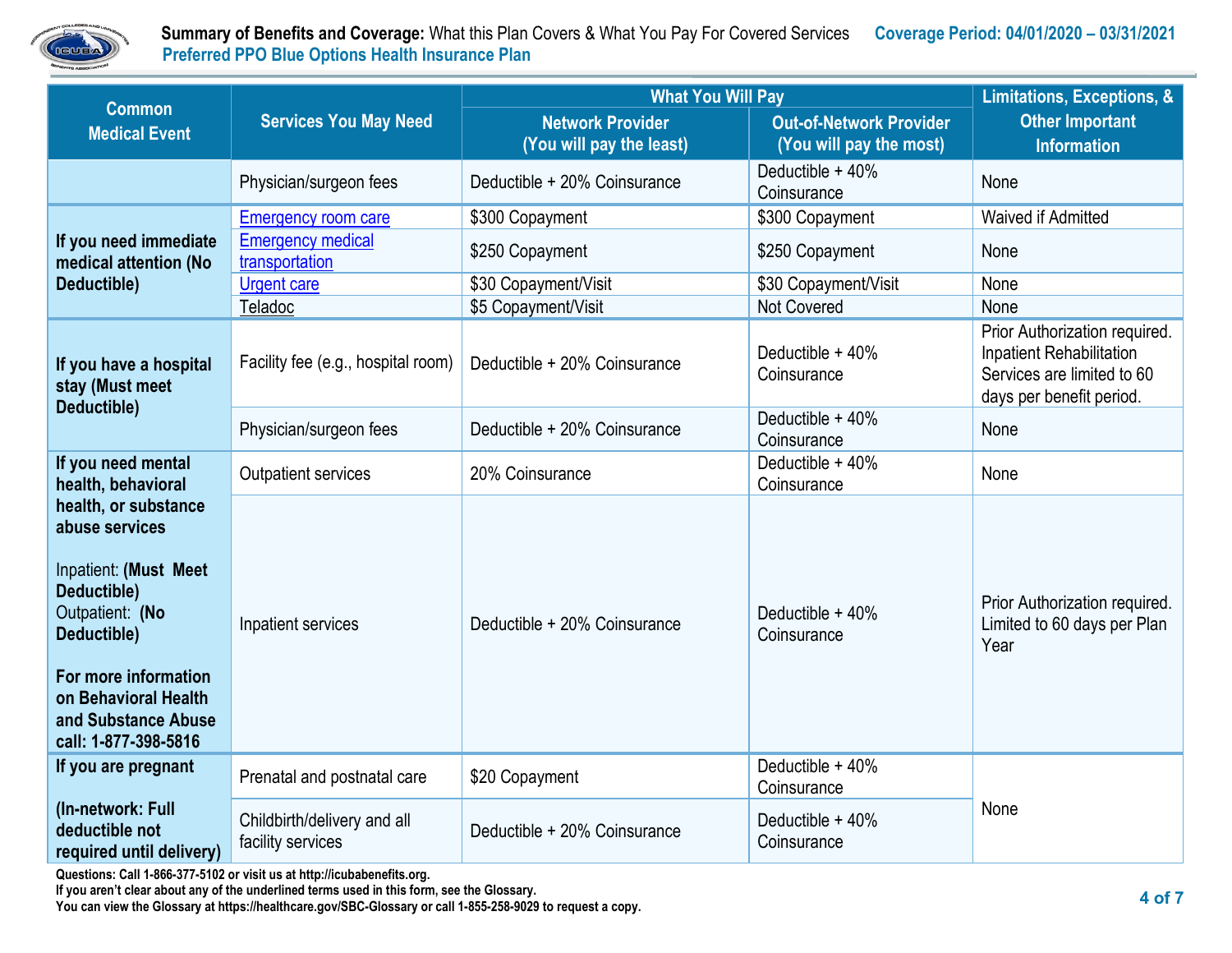| Common Medical Event | Services You May Need | What You Will Pay | | Limitations, Exceptions, & Other Important Information |
|---|---|---|---|---|
| | | Network Provider (You will pay the least) | Out-of-Network Provider (You will pay the most) | |
| | Physician/surgeon fees | Deductible + 20% Coinsurance | Deductible + 40% Coinsurance | None |
| **If you need immediate medical attention (No Deductible)** | Emergency room care | $300 Copayment | $300 Copayment | Waived if Admitted |
| | Emergency medical transportation | $250 Copayment | $250 Copayment | None |
| | Urgent care | $30 Copayment/Visit | $30 Copayment/Visit | None |
| | Teladoc | $5 Copayment/Visit | Not Covered | None |
| **If you have a hospital stay (Must meet Deductible)** | Facility fee (e.g., hospital room) | Deductible + 20% Coinsurance | Deductible + 40% Coinsurance | Prior Authorization required. Inpatient Rehabilitation Services are limited to 60 days per benefit period. |
| | Physician/surgeon fees | Deductible + 20% Coinsurance | Deductible + 40% Coinsurance | None |
| **If you need mental health, behavioral health, or substance abuse services**<br><br>Inpatient: **(Must Meet Deductible)**<br>Outpatient: **(No Deductible)**<br><br>**For more information on Behavioral Health and Substance Abuse call: 1-877-398-5816** | Outpatient services | 20% Coinsurance | Deductible + 40% Coinsurance | None |
| | Inpatient services | Deductible + 20% Coinsurance | Deductible + 40% Coinsurance | Prior Authorization required. Limited to 60 days per Plan Year |
| **If you are pregnant**<br><br>**(In-network: Full deductible not required until delivery)** | Prenatal and postnatal care | $20 Copayment | Deductible + 40% Coinsurance | None |
| | Childbirth/delivery and all facility services | Deductible + 20% Coinsurance | Deductible + 40% Coinsurance | |

**Questions: Call 1-866-377-5102 or visit us at http://icubabenefits.org.**
**If you aren't clear about any of the underlined terms used in this form, see the Glossary.**
**You can view the Glossary at https://healthcare.gov/SBC-Glossary or call 1-855-258-9029 to request a copy.**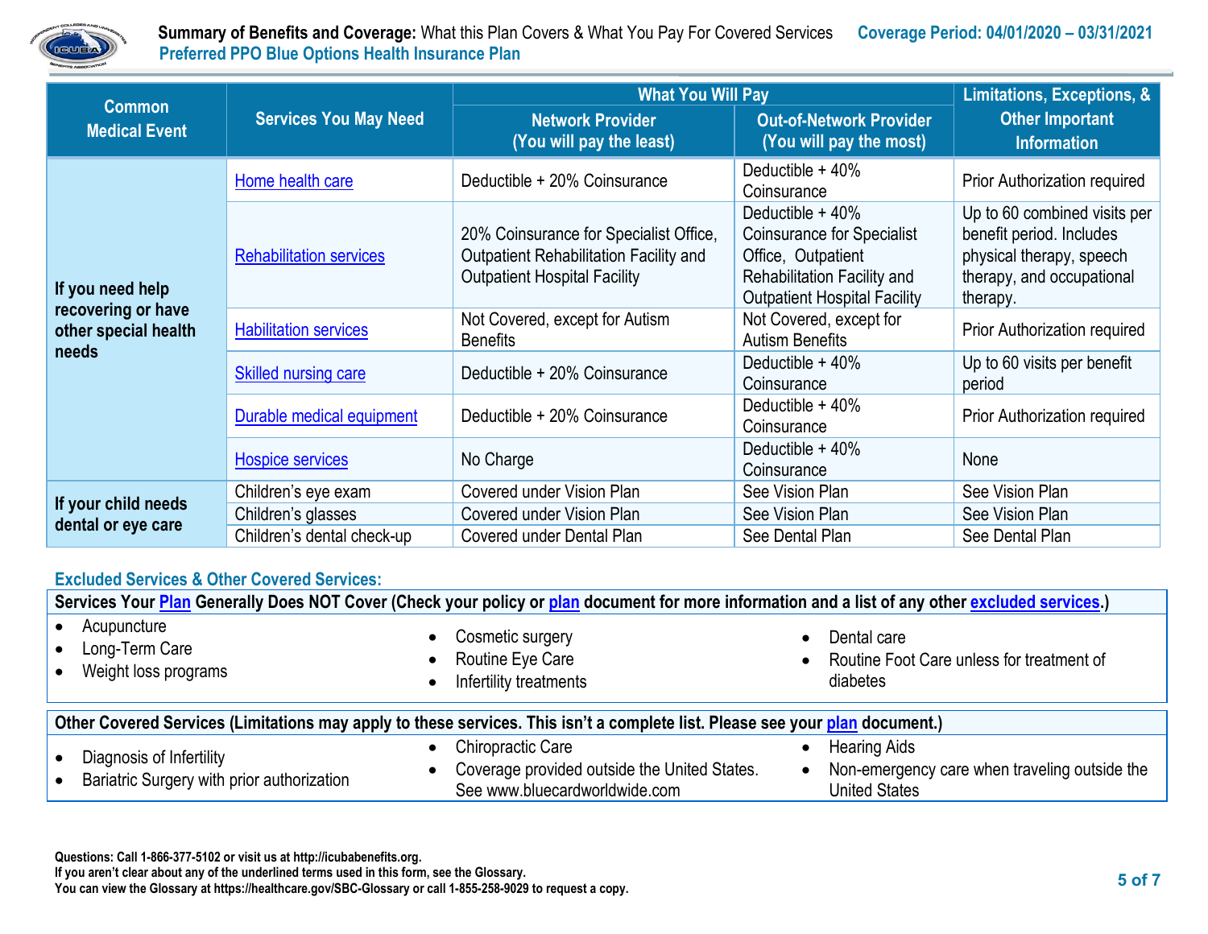| Common Medical Event | Services You May Need | What You Will Pay | | Limitations, Exceptions, & Other Important Information |
|---|---|---|---|---|
| | | Network Provider (You will pay the least) | Out-of-Network Provider (You will pay the most) | |
| If you need help recovering or have other special health needs | Home health care | Deductible + 20% Coinsurance | Deductible + 40% Coinsurance | Prior Authorization required |
| | Rehabilitation services | 20% Coinsurance for Specialist Office, Outpatient Rehabilitation Facility and Outpatient Hospital Facility | Deductible + 40% Coinsurance for Specialist Office, Outpatient Rehabilitation Facility and Outpatient Hospital Facility | Up to 60 combined visits per benefit period. Includes physical therapy, speech therapy, and occupational therapy. |
| | Habilitation services | Not Covered, except for Autism Benefits | Not Covered, except for Autism Benefits | Prior Authorization required |
| | Skilled nursing care | Deductible + 20% Coinsurance | Deductible + 40% Coinsurance | Up to 60 visits per benefit period |
| | Durable medical equipment | Deductible + 20% Coinsurance | Deductible + 40% Coinsurance | Prior Authorization required |
| | Hospice services | No Charge | Deductible + 40% Coinsurance | None |
| If your child needs dental or eye care | Children's eye exam | Covered under Vision Plan | See Vision Plan | See Vision Plan |
| | Children's glasses | Covered under Vision Plan | See Vision Plan | See Vision Plan |
| | Children's dental check-up | Covered under Dental Plan | See Dental Plan | See Dental Plan |

## Excluded Services & Other Covered Services:

**Services Your Plan Generally Does NOT Cover (Check your policy or plan document for more information and a list of any other excluded services.)**

- Acupuncture
- Long-Term Care
- Weight loss programs
- Cosmetic surgery
- Routine Eye Care
- Infertility treatments
- Dental care
- Routine Foot Care unless for treatment of diabetes

**Other Covered Services (Limitations may apply to these services. This isn't a complete list. Please see your plan document.)**

- Diagnosis of Infertility
- Bariatric Surgery with prior authorization
- Chiropractic Care
- Coverage provided outside the United States. See www.bluecardworldwide.com
- Hearing Aids
- Non-emergency care when traveling outside the United States

**Questions: Call 1-866-377-5102 or visit us at http://icubabenefits.org.**
**If you aren't clear about any of the underlined terms used in this form, see the Glossary.**
**You can view the Glossary at https://healthcare.gov/SBC-Glossary or call 1-855-258-9029 to request a copy.**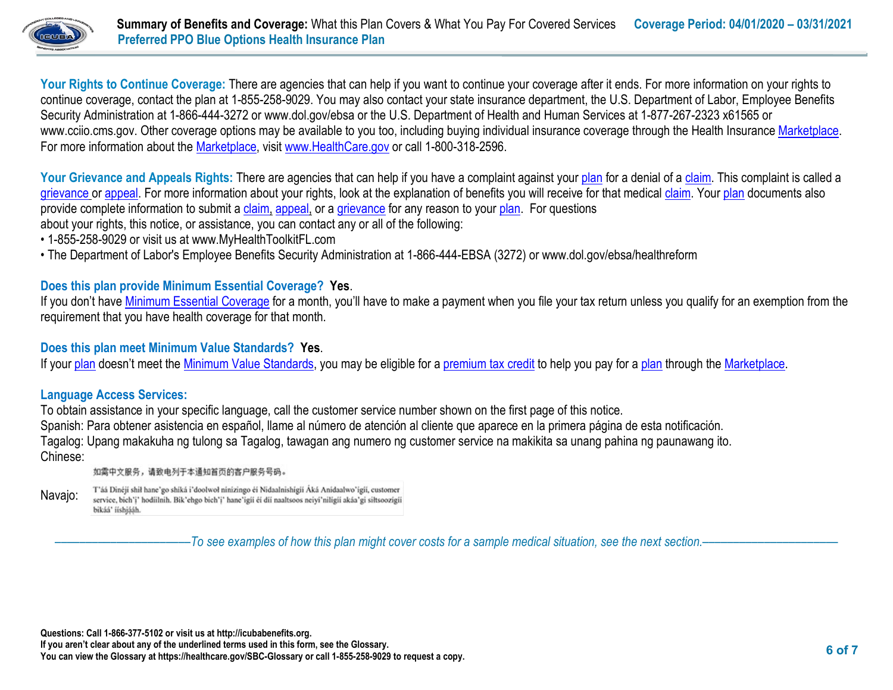**Your Rights to Continue Coverage:** There are agencies that can help if you want to continue your coverage after it ends. For more information on your rights to continue coverage, contact the plan at 1-855-258-9029. You may also contact your state insurance department, the U.S. Department of Labor, Employee Benefits Security Administration at 1-866-444-3272 or www.dol.gov/ebsa or the U.S. Department of Health and Human Services at 1-877-267-2323 x61565 or www.cciio.cms.gov. Other coverage options may be available to you too, including buying individual insurance coverage through the Health Insurance Marketplace. For more information about the Marketplace, visit www.HealthCare.gov or call 1-800-318-2596.

**Your Grievance and Appeals Rights:** There are agencies that can help if you have a complaint against your plan for a denial of a claim. This complaint is called a grievance or appeal. For more information about your rights, look at the explanation of benefits you will receive for that medical claim. Your plan documents also provide complete information to submit a claim, appeal, or a grievance for any reason to your plan. For questions about your rights, this notice, or assistance, you can contact any or all of the following:

- 1-855-258-9029 or visit us at www.MyHealthToolkitFL.com
- The Department of Labor's Employee Benefits Security Administration at 1-866-444-EBSA (3272) or www.dol.gov/ebsa/healthreform

**Does this plan provide Minimum Essential Coverage? Yes.**

If you don't have Minimum Essential Coverage for a month, you'll have to make a payment when you file your tax return unless you qualify for an exemption from the requirement that you have health coverage for that month.

**Does this plan meet Minimum Value Standards? Yes.**

If your plan doesn't meet the Minimum Value Standards, you may be eligible for a premium tax credit to help you pay for a plan through the Marketplace.

**Language Access Services:**

To obtain assistance in your specific language, call the customer service number shown on the first page of this notice.

Spanish: Para obtener asistencia en español, llame al número de atención al cliente que aparece en la primera página de esta notificación.

Tagalog: Upang makakuha ng tulong sa Tagalog, tawagan ang numero ng customer service na makikita sa unang pahina ng paunawang ito.

Chinese: 如需中文服务，请致电列于本通知首页的客户服务号码。

Navajo: T'áá Dinéjí shił hane'go shíká i'doolwoł nínízingo éí Nidaalnishígíí Áká Anídaalwo'ígíí, customer service, bich'į' hodíílnih. Bik'ehgo bich'į' hane'ígíí éí díí naaltsoos neiyi'níígíí akáa'gi siłtsoozígíí bikáá' íishją́ąh.

*——————————To see examples of how this plan might cover costs for a sample medical situation, see the next section.——————————*

**Questions: Call 1-866-377-5102 or visit us at http://icubabenefits.org.**
**If you aren't clear about any of the underlined terms used in this form, see the Glossary.**
**You can view the Glossary at https://healthcare.gov/SBC-Glossary or call 1-855-258-9029 to request a copy.**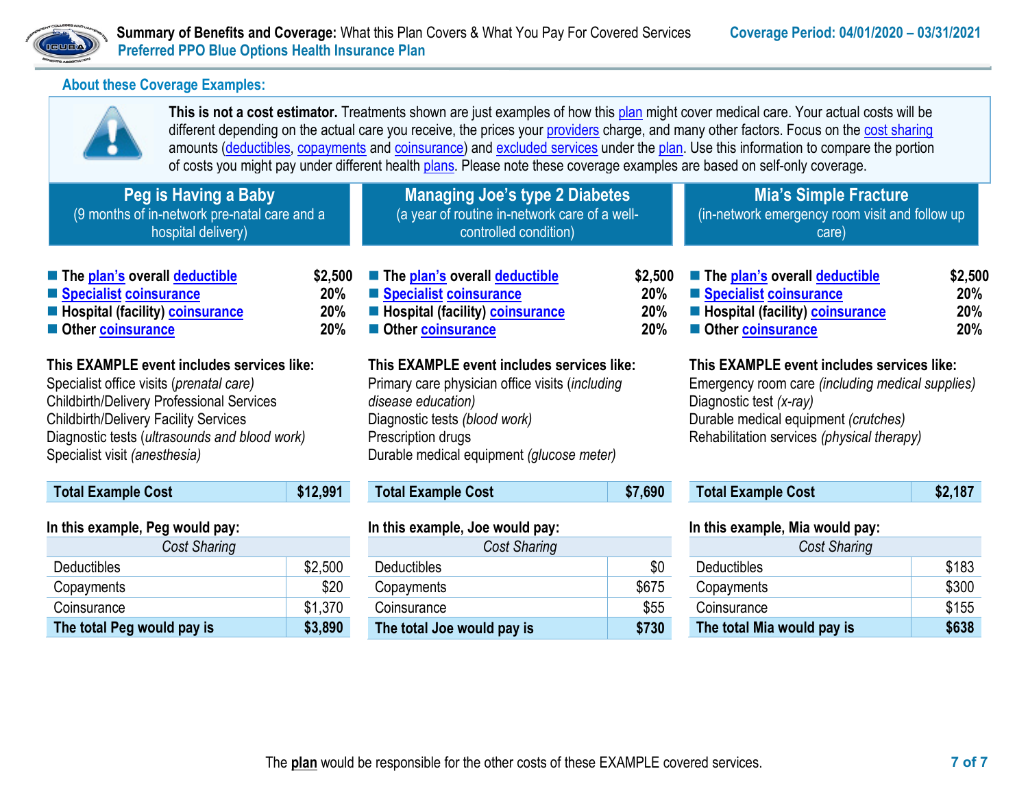## About these Coverage Examples:

**This is not a cost estimator.** Treatments shown are just examples of how this plan might cover medical care. Your actual costs will be different depending on the actual care you receive, the prices your providers charge, and many other factors. Focus on the cost sharing amounts (deductibles, copayments and coinsurance) and excluded services under the plan. Use this information to compare the portion of costs you might pay under different health plans. Please note these coverage examples are based on self-only coverage.

### Peg is Having a Baby
(9 months of in-network pre-natal care and a hospital delivery)

- **The plan's overall deductible** — **$2,500**
- **Specialist coinsurance** — **20%**
- **Hospital (facility) coinsurance** — **20%**
- **Other coinsurance** — **20%**

**This EXAMPLE event includes services like:**
Specialist office visits (*prenatal care)*
Childbirth/Delivery Professional Services
Childbirth/Delivery Facility Services
Diagnostic tests (*ultrasounds and blood work)*
Specialist visit *(anesthesia)*

| **Total Example Cost** | **$12,991** |
|---|---|

**In this example, Peg would pay:**

| *Cost Sharing* | |
|---|---|
| Deductibles | $2,500 |
| Copayments | $20 |
| Coinsurance | $1,370 |
| **The total Peg would pay is** | **$3,890** |

### Managing Joe's type 2 Diabetes
(a year of routine in-network care of a well-controlled condition)

- **The plan's overall deductible** — **$2,500**
- **Specialist coinsurance** — **20%**
- **Hospital (facility) coinsurance** — **20%**
- **Other coinsurance** — **20%**

**This EXAMPLE event includes services like:**
Primary care physician office visits (*including disease education)*
Diagnostic tests *(blood work)*
Prescription drugs
Durable medical equipment *(glucose meter)*

| **Total Example Cost** | **$7,690** |
|---|---|

**In this example, Joe would pay:**

| *Cost Sharing* | |
|---|---|
| Deductibles | $0 |
| Copayments | $675 |
| Coinsurance | $55 |
| **The total Joe would pay is** | **$730** |

### Mia's Simple Fracture
(in-network emergency room visit and follow up care)

- **The plan's overall deductible** — **$2,500**
- **Specialist coinsurance** — **20%**
- **Hospital (facility) coinsurance** — **20%**
- **Other coinsurance** — **20%**

**This EXAMPLE event includes services like:**
Emergency room care *(including medical supplies)*
Diagnostic test *(x-ray)*
Durable medical equipment *(crutches)*
Rehabilitation services *(physical therapy)*

| **Total Example Cost** | **$2,187** |
|---|---|

**In this example, Mia would pay:**

| *Cost Sharing* | |
|---|---|
| Deductibles | $183 |
| Copayments | $300 |
| Coinsurance | $155 |
| **The total Mia would pay is** | **$638** |

The **plan** would be responsible for the other costs of these EXAMPLE covered services.